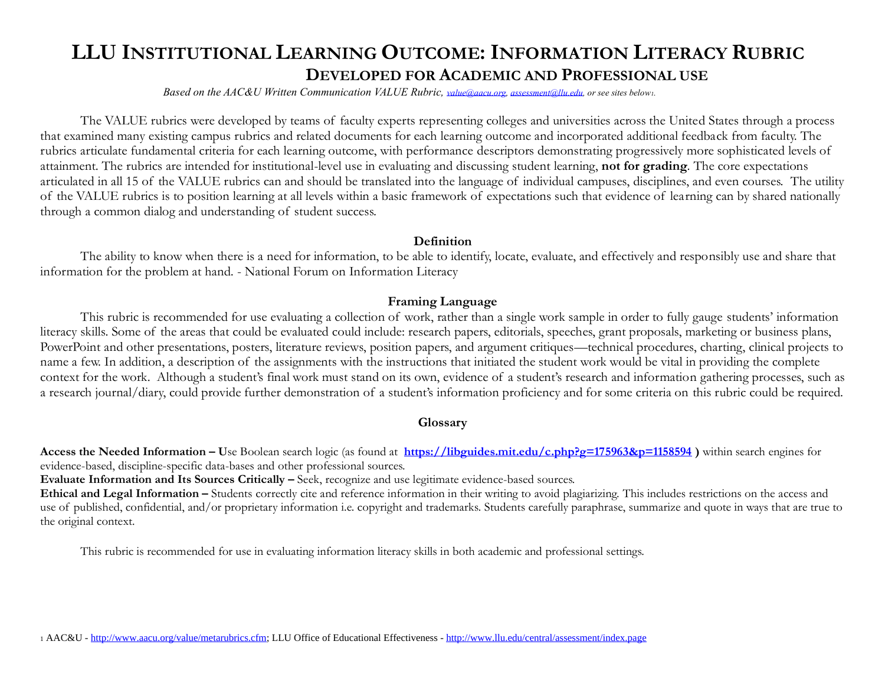# LLU Institutional Learning Outcome: Information Literacy Rubric

## Developed for Academic and Professional Use

*Based on the AAC&U Written Communication VALUE Rubric, value@aacu.org, assessment@llu.edu, or see sites below[1].*

The VALUE rubrics were developed by teams of faculty experts representing colleges and universities across the United States through a process that examined many existing campus rubrics and related documents for each learning outcome and incorporated additional feedback from faculty. The rubrics articulate fundamental criteria for each learning outcome, with performance descriptors demonstrating progressively more sophisticated levels of attainment. The rubrics are intended for institutional-level use in evaluating and discussing student learning, **not for grading**. The core expectations articulated in all 15 of the VALUE rubrics can and should be translated into the language of individual campuses, disciplines, and even courses. The utility of the VALUE rubrics is to position learning at all levels within a basic framework of expectations such that evidence of learning can by shared nationally through a common dialog and understanding of student success.

### Definition

The ability to know when there is a need for information, to be able to identify, locate, evaluate, and effectively and responsibly use and share that information for the problem at hand. - National Forum on Information Literacy

### Framing Language

This rubric is recommended for use evaluating a collection of work, rather than a single work sample in order to fully gauge students' information literacy skills. Some of the areas that could be evaluated could include: research papers, editorials, speeches, grant proposals, marketing or business plans, PowerPoint and other presentations, posters, literature reviews, position papers, and argument critiques—technical procedures, charting, clinical projects to name a few. In addition, a description of the assignments with the instructions that initiated the student work would be vital in providing the complete context for the work. Although a student's final work must stand on its own, evidence of a student's research and information gathering processes, such as a research journal/diary, could provide further demonstration of a student's information proficiency and for some criteria on this rubric could be required.

### Glossary

**Access the Needed Information – U**se Boolean search logic (as found at **https://libguides.mit.edu/c.php?g=175963&p=1158594 )** within search engines for evidence-based, discipline-specific data-bases and other professional sources.

**Evaluate Information and Its Sources Critically –** Seek, recognize and use legitimate evidence-based sources.

**Ethical and Legal Information –** Students correctly cite and reference information in their writing to avoid plagiarizing. This includes restrictions on the access and use of published, confidential, and/or proprietary information i.e. copyright and trademarks. Students carefully paraphrase, summarize and quote in ways that are true to the original context.

This rubric is recommended for use in evaluating information literacy skills in both academic and professional settings.

[1] AAC&U - http://www.aacu.org/value/metarubrics.cfm; LLU Office of Educational Effectiveness - http://www.llu.edu/central/assessment/index.page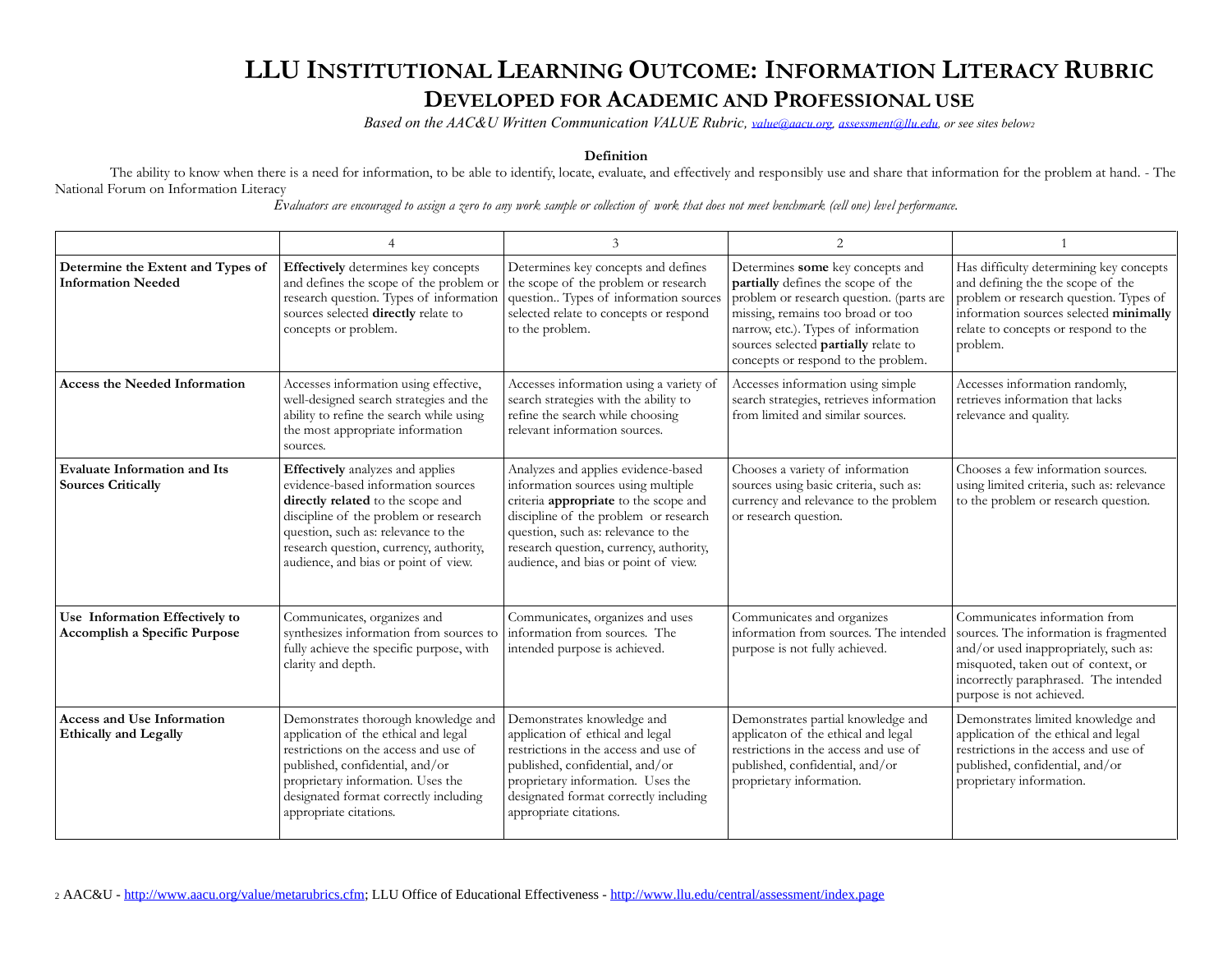# LLU Institutional Learning Outcome: Information Literacy Rubric

## Developed for Academic and Professional Use

*Based on the AAC&U Written Communication VALUE Rubric, value@aacu.org, assessment@llu.edu, or see sites below*[2]

**Definition**

The ability to know when there is a need for information, to be able to identify, locate, evaluate, and effectively and responsibly use and share that information for the problem at hand. - The National Forum on Information Literacy

*Evaluators are encouraged to assign a zero to any work sample or collection of work that does not meet benchmark (cell one) level performance.*

| | 4 | 3 | 2 | 1 |
|---|---|---|---|---|
| **Determine the Extent and Types of Information Needed** | **Effectively** determines key concepts and defines the scope of the problem or research question. Types of information sources selected **directly** relate to concepts or problem. | Determines key concepts and defines the scope of the problem or research question.. Types of information sources selected relate to concepts or respond to the problem. | Determines **some** key concepts and **partially** defines the scope of the problem or research question. (parts are missing, remains too broad or too narrow, etc.). Types of information sources selected **partially** relate to concepts or respond to the problem. | Has difficulty determining key concepts and defining the scope of the problem or research question. Types of information sources selected **minimally** relate to concepts or respond to the problem. |
| **Access the Needed Information** | Accesses information using effective, well-designed search strategies and the ability to refine the search while using the most appropriate information sources. | Accesses information using a variety of search strategies with the ability to refine the search while choosing relevant information sources. | Accesses information using simple search strategies, retrieves information from limited and similar sources. | Accesses information randomly, retrieves information that lacks relevance and quality. |
| **Evaluate Information and Its Sources Critically** | **Effectively** analyzes and applies evidence-based information sources **directly related** to the scope and discipline of the problem or research question, such as: relevance to the research question, currency, authority, audience, and bias or point of view. | Analyzes and applies evidence-based information sources using multiple criteria **appropriate** to the scope and discipline of the problem or research question, such as: relevance to the research question, currency, authority, audience, and bias or point of view. | Chooses a variety of information sources using basic criteria, such as: currency and relevance to the problem or research question. | Chooses a few information sources. using limited criteria, such as: relevance to the problem or research question. |
| **Use Information Effectively to Accomplish a Specific Purpose** | Communicates, organizes and synthesizes information from sources to fully achieve the specific purpose, with clarity and depth. | Communicates, organizes and uses information from sources. The intended purpose is achieved. | Communicates and organizes information from sources. The intended purpose is not fully achieved. | Communicates information from sources. The information is fragmented and/or used inappropriately, such as: misquoted, taken out of context, or incorrectly paraphrased. The intended purpose is not achieved. |
| **Access and Use Information Ethically and Legally** | Demonstrates thorough knowledge and application of the ethical and legal restrictions on the access and use of published, confidential, and/or proprietary information. Uses the designated format correctly including appropriate citations. | Demonstrates knowledge and application of ethical and legal restrictions in the access and use of published, confidential, and/or proprietary information. Uses the designated format correctly including appropriate citations. | Demonstrates partial knowledge and applicaton of the ethical and legal restrictions in the access and use of published, confidential, and/or proprietary information. | Demonstrates limited knowledge and application of the ethical and legal restrictions in the access and use of published, confidential, and/or proprietary information. |

[2] AAC&U - http://www.aacu.org/value/metarubrics.cfm; LLU Office of Educational Effectiveness - http://www.llu.edu/central/assessment/index.page